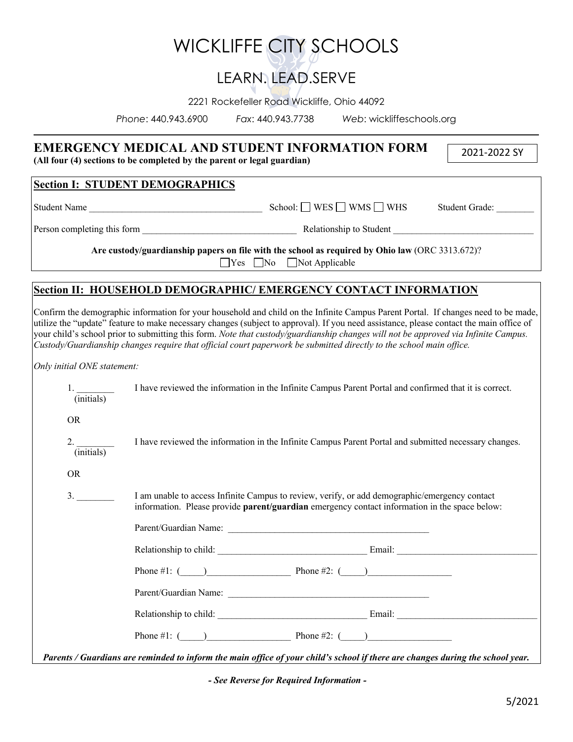# WICKLIFFE CITY SCHOOLS

## LEARN. LEAD.SERVE

2221 Rockefeller Road Wickliffe, Ohio 44092

*Phone*: 440.943.6900 *Fax*: 440.943.7738 *Web*: wickliffeschools.org

---

**EMERGENCY MEDICAL AND STUDENT INFORMATION FORM** 2021-2022 SY

**(All four (4) sections to be completed by the parent or legal guardian)**

## Section I: STUDENT DEMOGRAPHICS

Student Name ____________________________________ School: ☐ WES ☐ WMS ☐ WHS Student Grade: ________

Person completing this form ________________________________ Relationship to Student ______________________________

**Are custody/guardianship papers on file with the school as required by Ohio law** (ORC 3313.672)?

☐Yes ☐No ☐Not Applicable

## Section II: HOUSEHOLD DEMOGRAPHIC/ EMERGENCY CONTACT INFORMATION

Confirm the demographic information for your household and child on the Infinite Campus Parent Portal. If changes need to be made, utilize the "update" feature to make necessary changes (subject to approval). If you need assistance, please contact the main office of your child's school prior to submitting this form. *Note that custody/guardianship changes will not be approved via Infinite Campus. Custody/Guardianship changes require that official court paperwork be submitted directly to the school main office.*

*Only initial ONE statement:*

1. ________ (initials) I have reviewed the information in the Infinite Campus Parent Portal and confirmed that it is correct.

OR

2. ________ (initials) I have reviewed the information in the Infinite Campus Parent Portal and submitted necessary changes.

OR

3. ________ I am unable to access Infinite Campus to review, verify, or add demographic/emergency contact information. Please provide **parent/guardian** emergency contact information in the space below:

Parent/Guardian Name: ____________________________________________

Relationship to child: ________________________________ Email: ______________________________

Phone #1: (_____)_________________ Phone #2: (_____)_________________

Parent/Guardian Name: ____________________________________________

Relationship to child: ________________________________ Email: ______________________________

Phone #1: (_____)_________________ Phone #2: (_____)_________________

***Parents / Guardians are reminded to inform the main office of your child's school if there are changes during the school year.***

***- See Reverse for Required Information -***

5/2021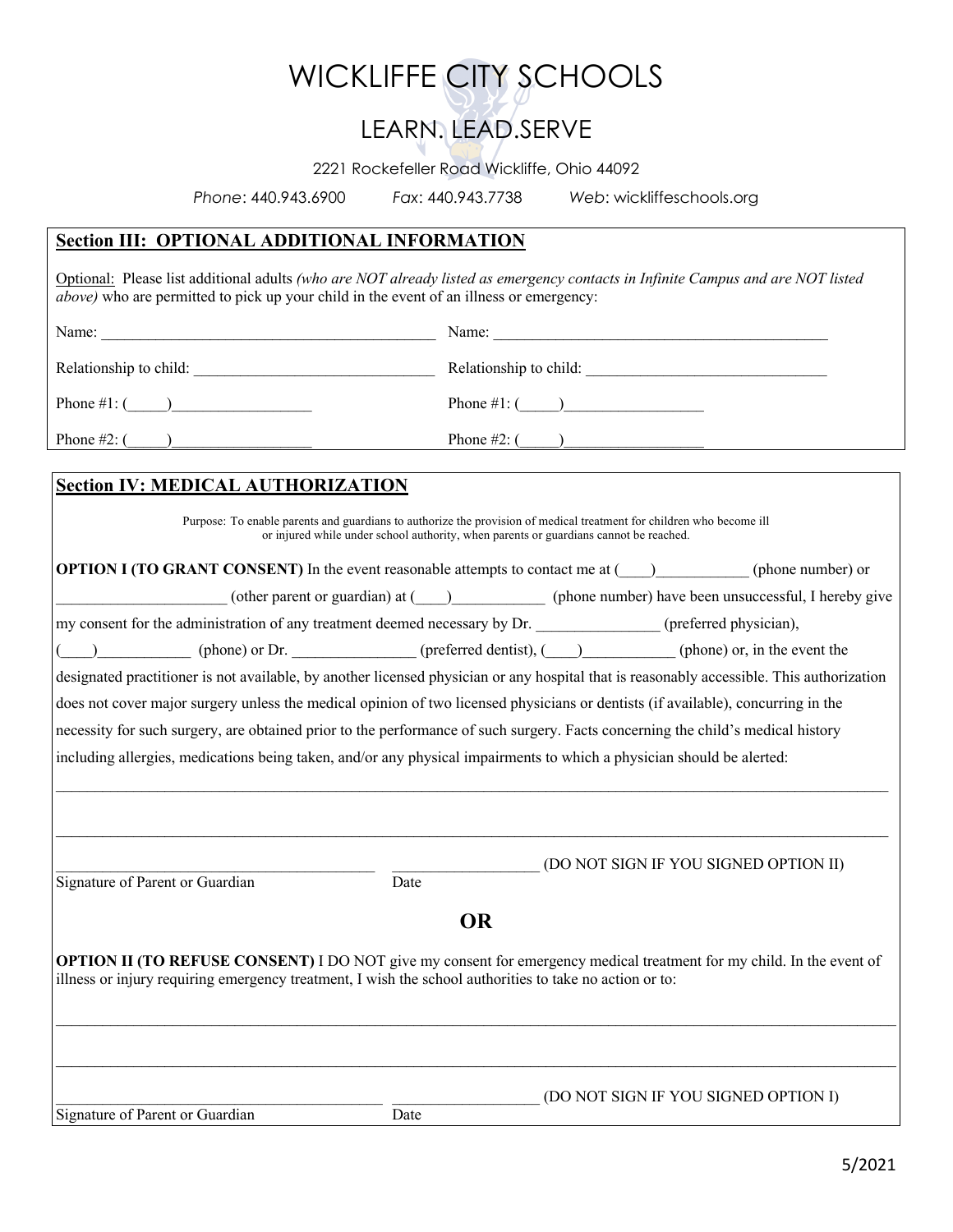# WICKLIFFE CITY SCHOOLS

## LEARN. LEAD.SERVE

2221 Rockefeller Road Wickliffe, Ohio 44092

*Phone*: 440.943.6900 *Fax*: 440.943.7738 *Web*: wickliffeschools.org

**Section III: OPTIONAL ADDITIONAL INFORMATION**

Optional: Please list additional adults *(who are NOT already listed as emergency contacts in Infinite Campus and are NOT listed above)* who are permitted to pick up your child in the event of an illness or emergency:

| | |
|---|---|
| Name: ___________________________________________ | Name: ___________________________________________ |
| Relationship to child: _______________________________ | Relationship to child: _______________________________ |
| Phone #1: (_____)_________________ | Phone #1: (_____)_________________ |
| Phone #2: (_____)_________________ | Phone #2: (_____)_________________ |

**Section IV: MEDICAL AUTHORIZATION**

Purpose: To enable parents and guardians to authorize the provision of medical treatment for children who become ill or injured while under school authority, when parents or guardians cannot be reached.

**OPTION I (TO GRANT CONSENT)** In the event reasonable attempts to contact me at (____)___________ (phone number) or _____________________ (other parent or guardian) at (____)___________ (phone number) have been unsuccessful, I hereby give my consent for the administration of any treatment deemed necessary by Dr. _______________ (preferred physician), (____)___________ (phone) or Dr. _______________ (preferred dentist), (____)___________ (phone) or, in the event the designated practitioner is not available, by another licensed physician or any hospital that is reasonably accessible. This authorization does not cover major surgery unless the medical opinion of two licensed physicians or dentists (if available), concurring in the necessity for such surgery, are obtained prior to the performance of such surgery. Facts concerning the child's medical history including allergies, medications being taken, and/or any physical impairments to which a physician should be alerted:

_____________________________________________________________________________________________________

_____________________________________________________________________________________________________

_________________________________________ __________________ (DO NOT SIGN IF YOU SIGNED OPTION II)
Signature of Parent or Guardian Date

**OR**

**OPTION II (TO REFUSE CONSENT)** I DO NOT give my consent for emergency medical treatment for my child. In the event of illness or injury requiring emergency treatment, I wish the school authorities to take no action or to:

_____________________________________________________________________________________________________

_____________________________________________________________________________________________________

_________________________________________ __________________ (DO NOT SIGN IF YOU SIGNED OPTION I)
Signature of Parent or Guardian Date

5/2021